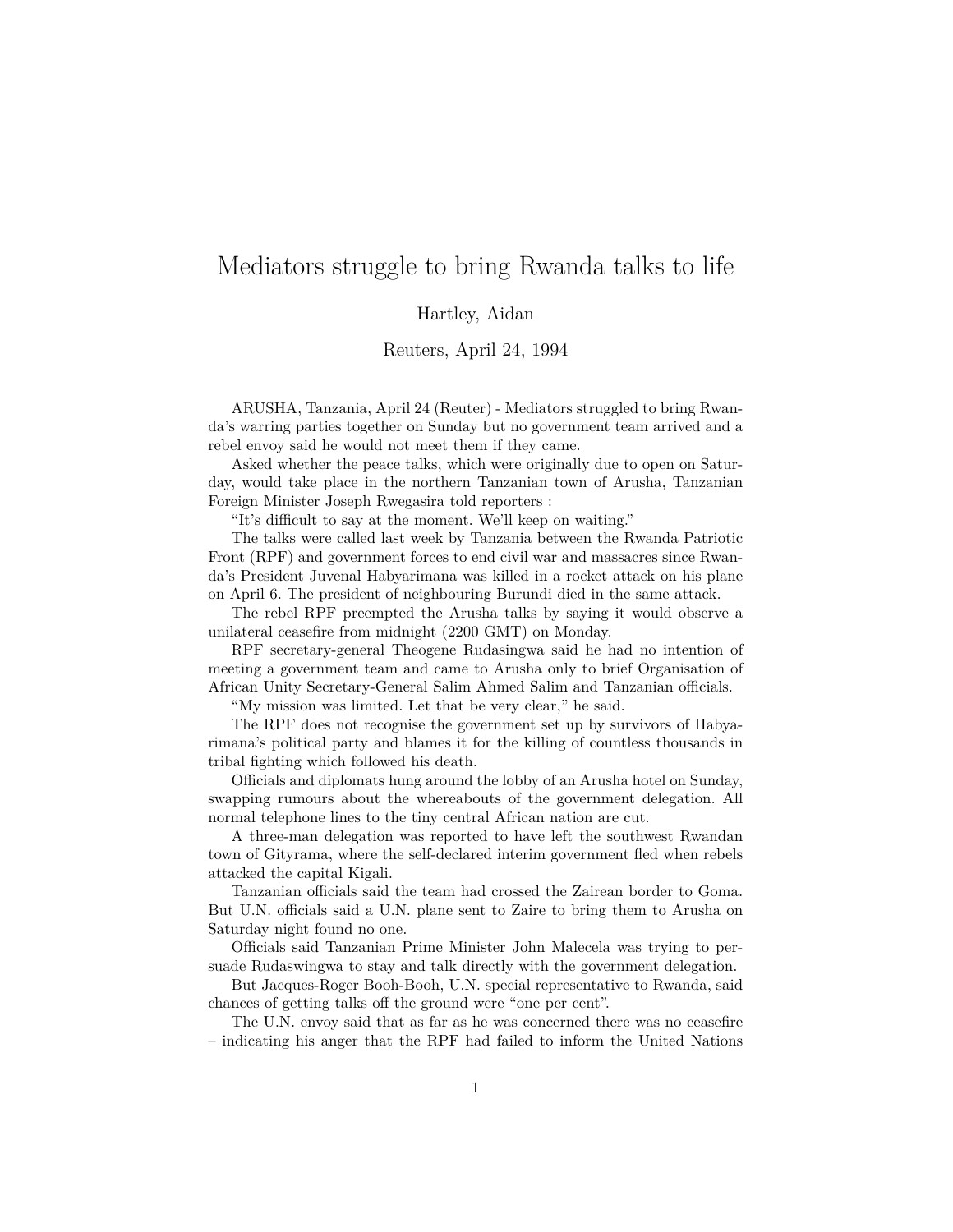# Mediators struggle to bring Rwanda talks to life

Hartley, Aidan

Reuters, April 24, 1994

ARUSHA, Tanzania, April 24 (Reuter) - Mediators struggled to bring Rwanda's warring parties together on Sunday but no government team arrived and a rebel envoy said he would not meet them if they came.

Asked whether the peace talks, which were originally due to open on Saturday, would take place in the northern Tanzanian town of Arusha, Tanzanian Foreign Minister Joseph Rwegasira told reporters :

"It's difficult to say at the moment. We'll keep on waiting."

The talks were called last week by Tanzania between the Rwanda Patriotic Front (RPF) and government forces to end civil war and massacres since Rwanda's President Juvenal Habyarimana was killed in a rocket attack on his plane on April 6. The president of neighbouring Burundi died in the same attack.

The rebel RPF preempted the Arusha talks by saying it would observe a unilateral ceasefire from midnight (2200 GMT) on Monday.

RPF secretary-general Theogene Rudasingwa said he had no intention of meeting a government team and came to Arusha only to brief Organisation of African Unity Secretary-General Salim Ahmed Salim and Tanzanian officials.

"My mission was limited. Let that be very clear," he said.

The RPF does not recognise the government set up by survivors of Habyarimana's political party and blames it for the killing of countless thousands in tribal fighting which followed his death.

Officials and diplomats hung around the lobby of an Arusha hotel on Sunday, swapping rumours about the whereabouts of the government delegation. All normal telephone lines to the tiny central African nation are cut.

A three-man delegation was reported to have left the southwest Rwandan town of Gityrama, where the self-declared interim government fled when rebels attacked the capital Kigali.

Tanzanian officials said the team had crossed the Zairean border to Goma. But U.N. officials said a U.N. plane sent to Zaire to bring them to Arusha on Saturday night found no one.

Officials said Tanzanian Prime Minister John Malecela was trying to persuade Rudaswingwa to stay and talk directly with the government delegation.

But Jacques-Roger Booh-Booh, U.N. special representative to Rwanda, said chances of getting talks off the ground were "one per cent".

The U.N. envoy said that as far as he was concerned there was no ceasefire – indicating his anger that the RPF had failed to inform the United Nations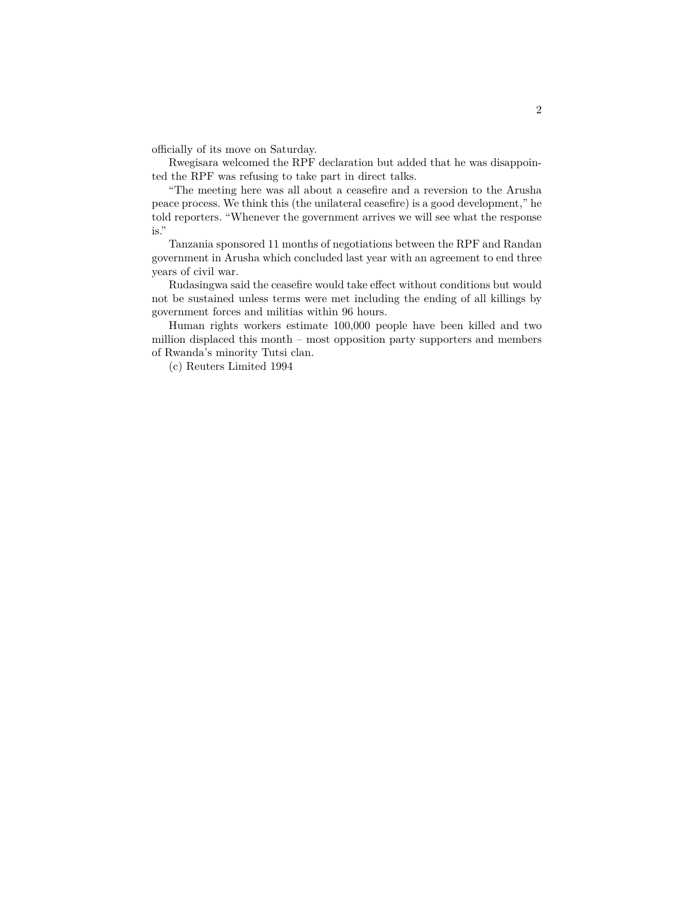officially of its move on Saturday.

Rwegisara welcomed the RPF declaration but added that he was disappointed the RPF was refusing to take part in direct talks.

"The meeting here was all about a ceasefire and a reversion to the Arusha peace process. We think this (the unilateral ceasefire) is a good development," he told reporters. "Whenever the government arrives we will see what the response is."

Tanzania sponsored 11 months of negotiations between the RPF and Randan government in Arusha which concluded last year with an agreement to end three years of civil war.

Rudasingwa said the ceasefire would take effect without conditions but would not be sustained unless terms were met including the ending of all killings by government forces and militias within 96 hours.

Human rights workers estimate 100,000 people have been killed and two million displaced this month – most opposition party supporters and members of Rwanda's minority Tutsi clan.

(c) Reuters Limited 1994